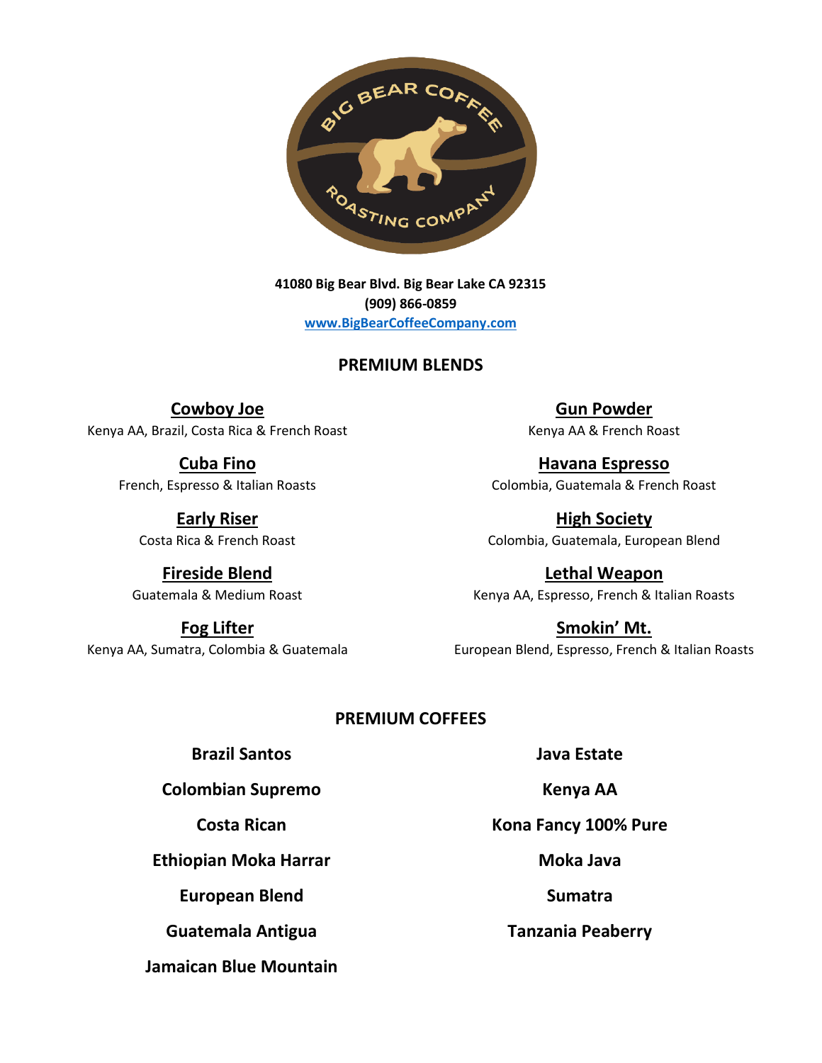41080 Big Bear Blvd. Big Bear Lake CA 92315
(909) 866-0859
www.BigBearCoffeeCompany.com

## PREMIUM BLENDS

**Cowboy Joe**
Kenya AA, Brazil, Costa Rica & French Roast

**Cuba Fino**
French, Espresso & Italian Roasts

**Early Riser**
Costa Rica & French Roast

**Fireside Blend**
Guatemala & Medium Roast

**Fog Lifter**
Kenya AA, Sumatra, Colombia & Guatemala

**Gun Powder**
Kenya AA & French Roast

**Havana Espresso**
Colombia, Guatemala & French Roast

**High Society**
Colombia, Guatemala, European Blend

**Lethal Weapon**
Kenya AA, Espresso, French & Italian Roasts

**Smokin' Mt.**
European Blend, Espresso, French & Italian Roasts

## PREMIUM COFFEES

**Brazil Santos**

**Colombian Supremo**

**Costa Rican**

**Ethiopian Moka Harrar**

**European Blend**

**Guatemala Antigua**

**Jamaican Blue Mountain**

**Java Estate**

**Kenya AA**

**Kona Fancy 100% Pure**

**Moka Java**

**Sumatra**

**Tanzania Peaberry**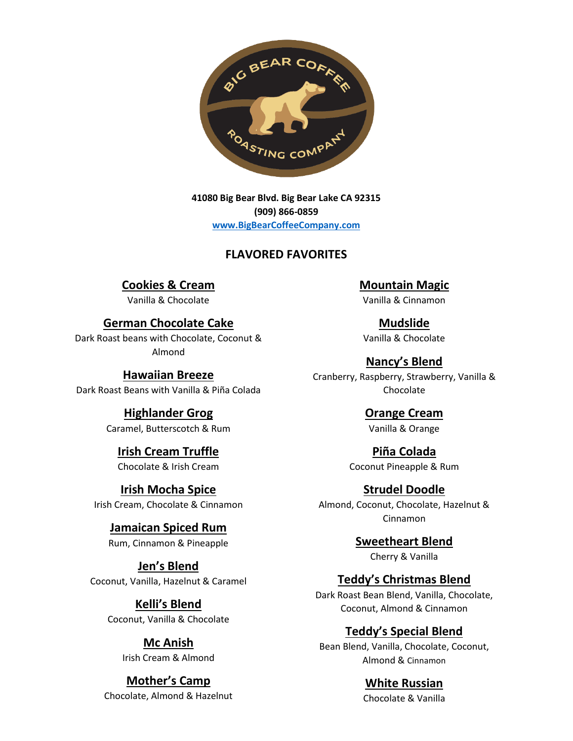41080 Big Bear Blvd. Big Bear Lake CA 92315
(909) 866-0859
www.BigBearCoffeeCompany.com

## FLAVORED FAVORITES

### Cookies & Cream
Vanilla & Chocolate

### German Chocolate Cake
Dark Roast beans with Chocolate, Coconut & Almond

### Hawaiian Breeze
Dark Roast Beans with Vanilla & Piña Colada

### Highlander Grog
Caramel, Butterscotch & Rum

### Irish Cream Truffle
Chocolate & Irish Cream

### Irish Mocha Spice
Irish Cream, Chocolate & Cinnamon

### Jamaican Spiced Rum
Rum, Cinnamon & Pineapple

### Jen's Blend
Coconut, Vanilla, Hazelnut & Caramel

### Kelli's Blend
Coconut, Vanilla & Chocolate

### Mc Anish
Irish Cream & Almond

### Mother's Camp
Chocolate, Almond & Hazelnut

### Mountain Magic
Vanilla & Cinnamon

### Mudslide
Vanilla & Chocolate

### Nancy's Blend
Cranberry, Raspberry, Strawberry, Vanilla & Chocolate

### Orange Cream
Vanilla & Orange

### Piña Colada
Coconut Pineapple & Rum

### Strudel Doodle
Almond, Coconut, Chocolate, Hazelnut & Cinnamon

### Sweetheart Blend
Cherry & Vanilla

### Teddy's Christmas Blend
Dark Roast Bean Blend, Vanilla, Chocolate, Coconut, Almond & Cinnamon

### Teddy's Special Blend
Bean Blend, Vanilla, Chocolate, Coconut, Almond & Cinnamon

### White Russian
Chocolate & Vanilla